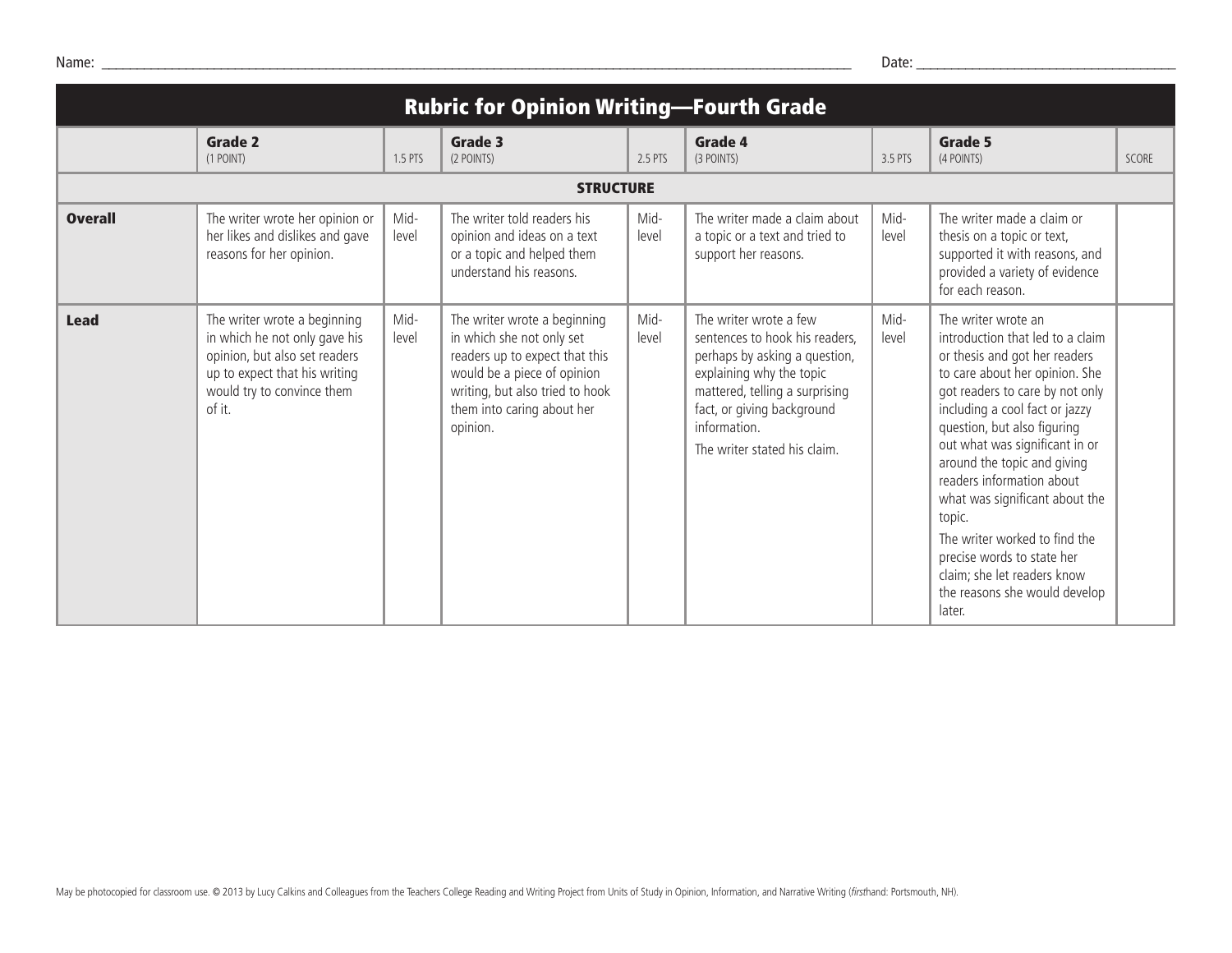Name: ______________________________________________ Date: ____________________

# Rubric for Opinion Writing—Fourth Grade

| | Grade 2 (1 POINT) | 1.5 PTS | Grade 3 (2 POINTS) | 2.5 PTS | Grade 4 (3 POINTS) | 3.5 PTS | Grade 5 (4 POINTS) | SCORE |
|---|---|---|---|---|---|---|---|---|
| **STRUCTURE** | | | | | | | | |
| **Overall** | The writer wrote her opinion or her likes and dislikes and gave reasons for her opinion. | Mid-level | The writer told readers his opinion and ideas on a text or a topic and helped them understand his reasons. | Mid-level | The writer made a claim about a topic or a text and tried to support her reasons. | Mid-level | The writer made a claim or thesis on a topic or text, supported it with reasons, and provided a variety of evidence for each reason. | |
| **Lead** | The writer wrote a beginning in which he not only gave his opinion, but also set readers up to expect that his writing would try to convince them of it. | Mid-level | The writer wrote a beginning in which she not only set readers up to expect that this would be a piece of opinion writing, but also tried to hook them into caring about her opinion. | Mid-level | The writer wrote a few sentences to hook his readers, perhaps by asking a question, explaining why the topic mattered, telling a surprising fact, or giving background information. The writer stated his claim. | Mid-level | The writer wrote an introduction that led to a claim or thesis and got her readers to care about her opinion. She got readers to care by not only including a cool fact or jazzy question, but also figuring out what was significant in or around the topic and giving readers information about what was significant about the topic. The writer worked to find the precise words to state her claim; she let readers know the reasons she would develop later. | |

May be photocopied for classroom use. © 2013 by Lucy Calkins and Colleagues from the Teachers College Reading and Writing Project from Units of Study in Opinion, Information, and Narrative Writing (*first*hand: Portsmouth, NH).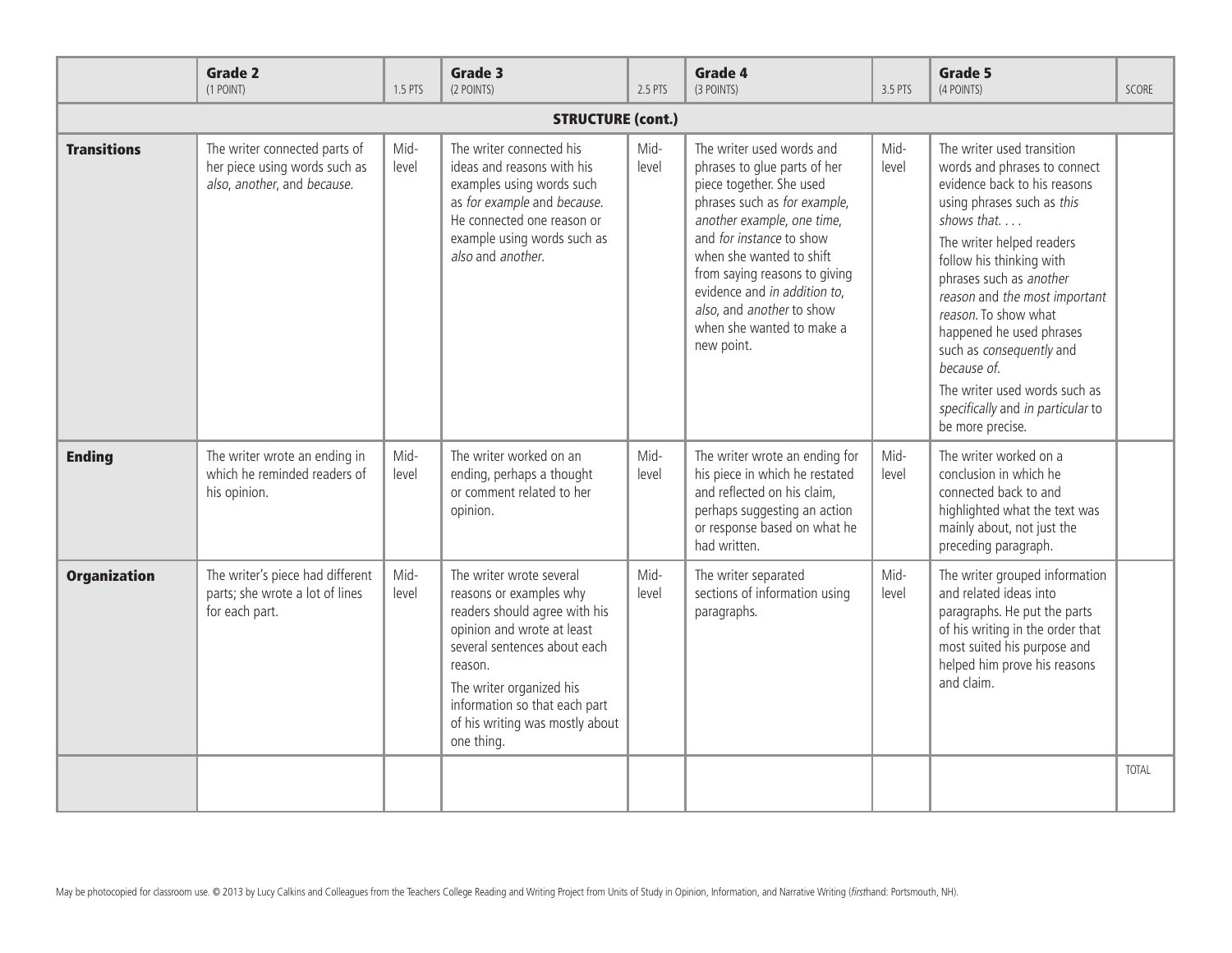| | **Grade 2** (1 POINT) | 1.5 PTS | **Grade 3** (2 POINTS) | 2.5 PTS | **Grade 4** (3 POINTS) | 3.5 PTS | **Grade 5** (4 POINTS) | SCORE |
|---|---|---|---|---|---|---|---|---|
| | | | | **STRUCTURE (cont.)** | | | | |
| **Transitions** | The writer connected parts of her piece using words such as *also*, *another*, and *because*. | Mid-level | The writer connected his ideas and reasons with his examples using words such as *for example* and *because*. He connected one reason or example using words such as *also* and *another*. | Mid-level | The writer used words and phrases to glue parts of her piece together. She used phrases such as *for example*, *another example*, *one time*, and *for instance* to show when she wanted to shift from saying reasons to giving evidence and *in addition to*, *also*, and *another* to show when she wanted to make a new point. | Mid-level | The writer used transition words and phrases to connect evidence back to his reasons using phrases such as *this shows that. . . .* The writer helped readers follow his thinking with phrases such as *another reason* and *the most important reason*. To show what happened he used phrases such as *consequently* and *because of*. The writer used words such as *specifically* and *in particular* to be more precise. | |
| **Ending** | The writer wrote an ending in which he reminded readers of his opinion. | Mid-level | The writer worked on an ending, perhaps a thought or comment related to her opinion. | Mid-level | The writer wrote an ending for his piece in which he restated and reflected on his claim, perhaps suggesting an action or response based on what he had written. | Mid-level | The writer worked on a conclusion in which he connected back to and highlighted what the text was mainly about, not just the preceding paragraph. | |
| **Organization** | The writer's piece had different parts; she wrote a lot of lines for each part. | Mid-level | The writer wrote several reasons or examples why readers should agree with his opinion and wrote at least several sentences about each reason. The writer organized his information so that each part of his writing was mostly about one thing. | Mid-level | The writer separated sections of information using paragraphs. | Mid-level | The writer grouped information and related ideas into paragraphs. He put the parts of his writing in the order that most suited his purpose and helped him prove his reasons and claim. | |
| | | | | | | | | TOTAL |

May be photocopied for classroom use. © 2013 by Lucy Calkins and Colleagues from the Teachers College Reading and Writing Project from Units of Study in Opinion, Information, and Narrative Writing (*first*hand: Portsmouth, NH).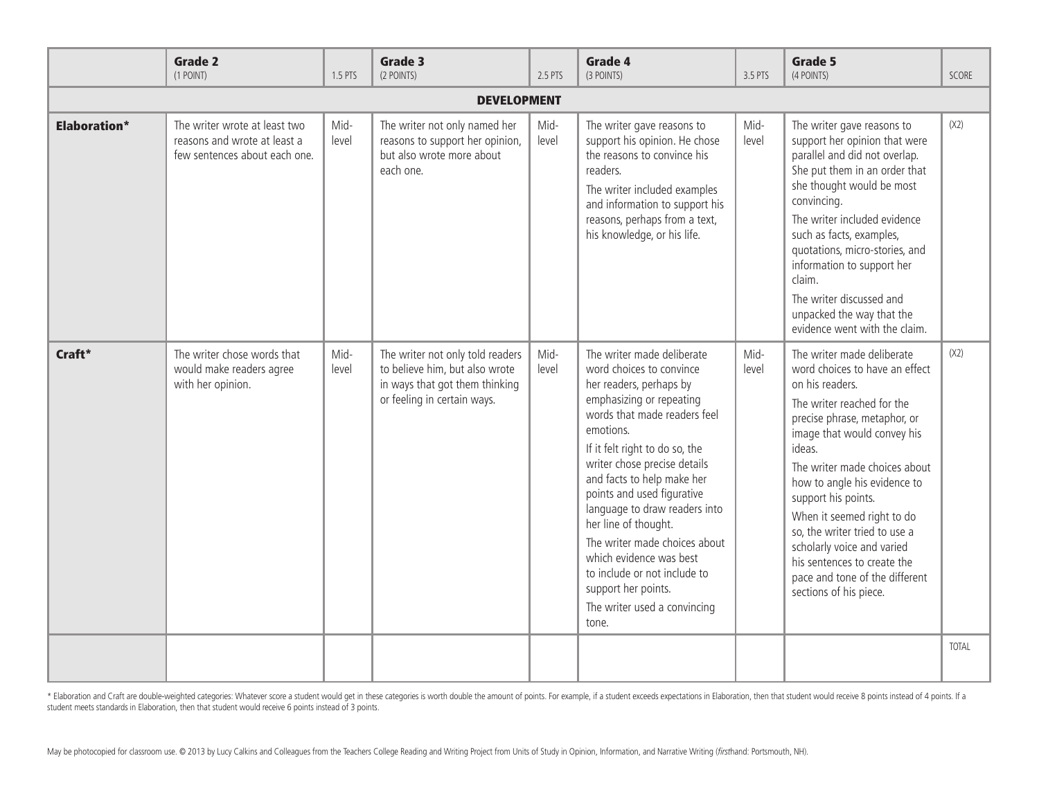| | Grade 2 (1 POINT) | 1.5 PTS | Grade 3 (2 POINTS) | 2.5 PTS | Grade 4 (3 POINTS) | 3.5 PTS | Grade 5 (4 POINTS) | SCORE |
|---|---|---|---|---|---|---|---|---|
| **DEVELOPMENT** | | | | | | | | |
| **Elaboration*** | The writer wrote at least two reasons and wrote at least a few sentences about each one. | Mid-level | The writer not only named her reasons to support her opinion, but also wrote more about each one. | Mid-level | The writer gave reasons to support his opinion. He chose the reasons to convince his readers.<br>The writer included examples and information to support his reasons, perhaps from a text, his knowledge, or his life. | Mid-level | The writer gave reasons to support her opinion that were parallel and did not overlap. She put them in an order that she thought would be most convincing.<br>The writer included evidence such as facts, examples, quotations, micro-stories, and information to support her claim.<br>The writer discussed and unpacked the way that the evidence went with the claim. | (X2) |
| **Craft*** | The writer chose words that would make readers agree with her opinion. | Mid-level | The writer not only told readers to believe him, but also wrote in ways that got them thinking or feeling in certain ways. | Mid-level | The writer made deliberate word choices to convince her readers, perhaps by emphasizing or repeating words that made readers feel emotions.<br>If it felt right to do so, the writer chose precise details and facts to help make her points and used figurative language to draw readers into her line of thought.<br>The writer made choices about which evidence was best to include or not include to support her points.<br>The writer used a convincing tone. | Mid-level | The writer made deliberate word choices to have an effect on his readers.<br>The writer reached for the precise phrase, metaphor, or image that would convey his ideas.<br>The writer made choices about how to angle his evidence to support his points.<br>When it seemed right to do so, the writer tried to use a scholarly voice and varied his sentences to create the pace and tone of the different sections of his piece. | (X2) |
| | | | | | | | | TOTAL |

* Elaboration and Craft are double-weighted categories: Whatever score a student would get in these categories is worth double the amount of points. For example, if a student exceeds expectations in Elaboration, then that student would receive 8 points instead of 4 points. If a student meets standards in Elaboration, then that student would receive 6 points instead of 3 points.

May be photocopied for classroom use. © 2013 by Lucy Calkins and Colleagues from the Teachers College Reading and Writing Project from Units of Study in Opinion, Information, and Narrative Writing (*first*hand: Portsmouth, NH).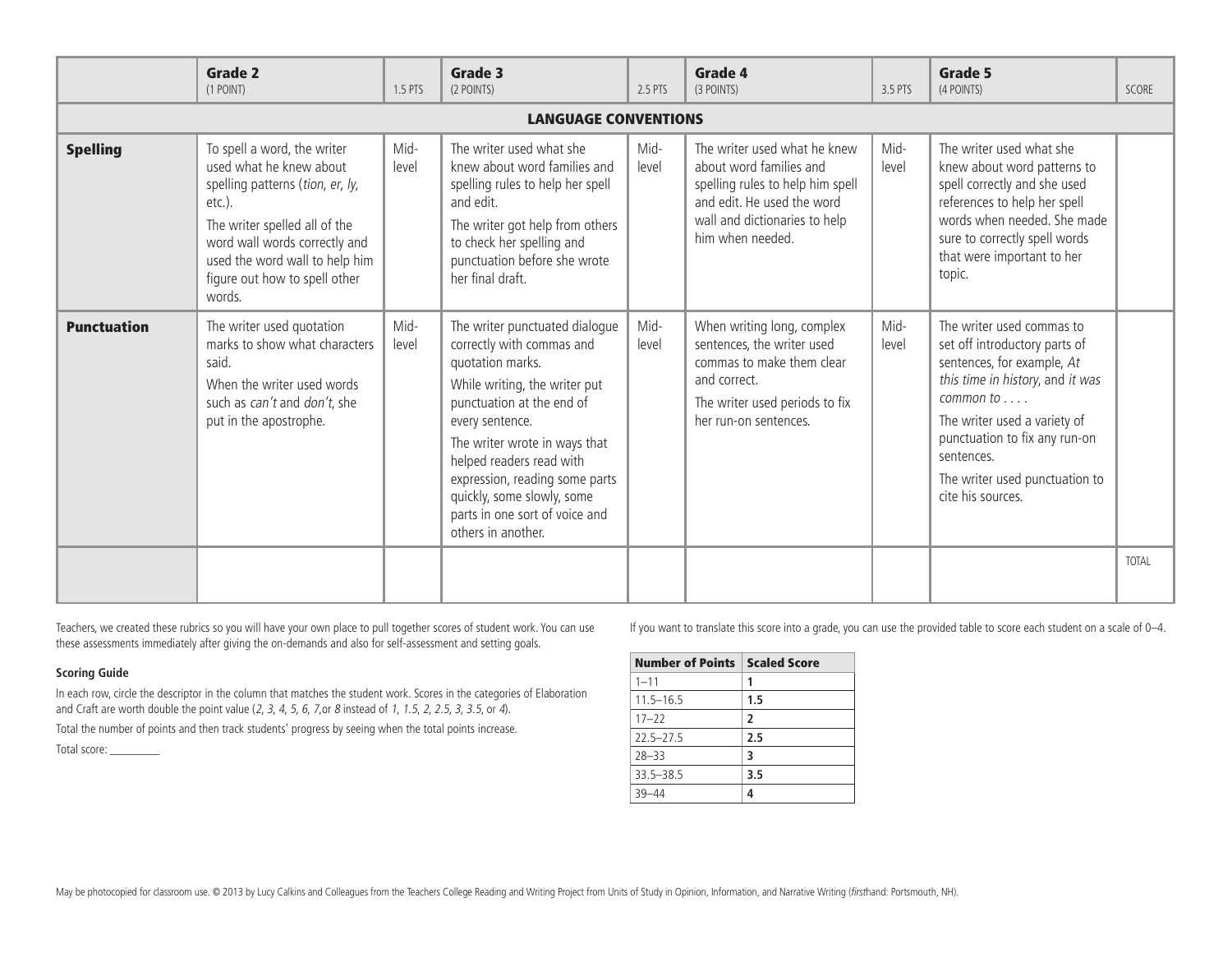| | Grade 2 (1 POINT) | 1.5 PTS | Grade 3 (2 POINTS) | 2.5 PTS | Grade 4 (3 POINTS) | 3.5 PTS | Grade 5 (4 POINTS) | SCORE |
|---|---|---|---|---|---|---|---|---|
| **LANGUAGE CONVENTIONS** | | | | | | | | |
| **Spelling** | To spell a word, the writer used what he knew about spelling patterns (*tion*, *er*, *ly*, etc.). The writer spelled all of the word wall words correctly and used the word wall to help him figure out how to spell other words. | Mid-level | The writer used what she knew about word families and spelling rules to help her spell and edit. The writer got help from others to check her spelling and punctuation before she wrote her final draft. | Mid-level | The writer used what he knew about word families and spelling rules to help him spell and edit. He used the word wall and dictionaries to help him when needed. | Mid-level | The writer used what she knew about word patterns to spell correctly and she used references to help her spell words when needed. She made sure to correctly spell words that were important to her topic. | |
| **Punctuation** | The writer used quotation marks to show what characters said. When the writer used words such as *can't* and *don't*, she put in the apostrophe. | Mid-level | The writer punctuated dialogue correctly with commas and quotation marks. While writing, the writer put punctuation at the end of every sentence. The writer wrote in ways that helped readers read with expression, reading some parts quickly, some slowly, some parts in one sort of voice and others in another. | Mid-level | When writing long, complex sentences, the writer used commas to make them clear and correct. The writer used periods to fix her run-on sentences. | Mid-level | The writer used commas to set off introductory parts of sentences, for example, *At this time in history*, and *it was common to . . . .* The writer used a variety of punctuation to fix any run-on sentences. The writer used punctuation to cite his sources. | |
| | | | | | | | | TOTAL |

Teachers, we created these rubrics so you will have your own place to pull together scores of student work. You can use these assessments immediately after giving the on-demands and also for self-assessment and setting goals.

**Scoring Guide**

In each row, circle the descriptor in the column that matches the student work. Scores in the categories of Elaboration and Craft are worth double the point value (*2*, *3*, *4*, *5*, *6*, *7*,or *8* instead of *1*, *1.5*, *2*, *2.5*, *3*, *3.5*, or *4*).

Total the number of points and then track students' progress by seeing when the total points increase.

Total score: _________

If you want to translate this score into a grade, you can use the provided table to score each student on a scale of 0–4.

| Number of Points | Scaled Score |
|---|---|
| 1–11 | **1** |
| 11.5–16.5 | **1.5** |
| 17–22 | **2** |
| 22.5–27.5 | **2.5** |
| 28–33 | **3** |
| 33.5–38.5 | **3.5** |
| 39–44 | **4** |

May be photocopied for classroom use. © 2013 by Lucy Calkins and Colleagues from the Teachers College Reading and Writing Project from Units of Study in Opinion, Information, and Narrative Writing (*first*hand: Portsmouth, NH).